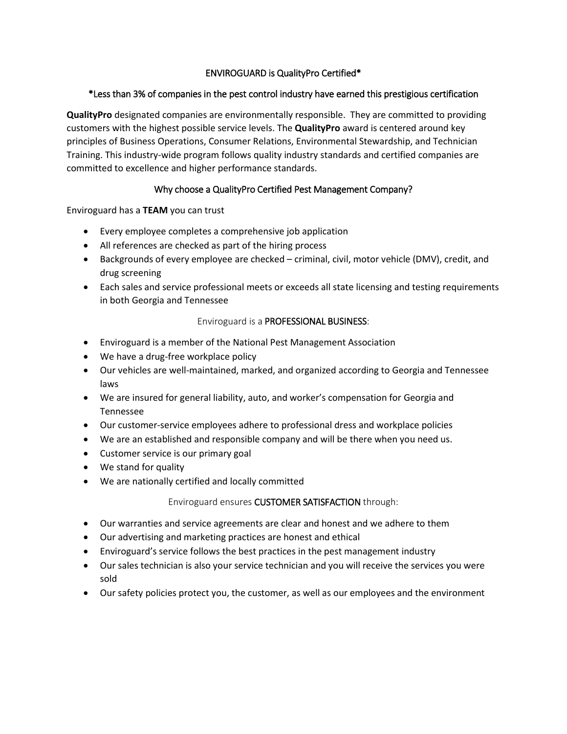## ENVIROGUARD is QualityPro Certified*

### *Less than 3% of companies in the pest control industry have earned this prestigious certification

**QualityPro** designated companies are environmentally responsible. They are committed to providing customers with the highest possible service levels. The **QualityPro** award is centered around key principles of Business Operations, Consumer Relations, Environmental Stewardship, and Technician Training. This industry-wide program follows quality industry standards and certified companies are committed to excellence and higher performance standards.

### Why choose a QualityPro Certified Pest Management Company?

Enviroguard has a **TEAM** you can trust

- Every employee completes a comprehensive job application
- All references are checked as part of the hiring process
- Backgrounds of every employee are checked – criminal, civil, motor vehicle (DMV), credit, and drug screening
- Each sales and service professional meets or exceeds all state licensing and testing requirements in both Georgia and Tennessee

### Enviroguard is a PROFESSIONAL BUSINESS:

- Enviroguard is a member of the National Pest Management Association
- We have a drug-free workplace policy
- Our vehicles are well-maintained, marked, and organized according to Georgia and Tennessee laws
- We are insured for general liability, auto, and worker's compensation for Georgia and Tennessee
- Our customer-service employees adhere to professional dress and workplace policies
- We are an established and responsible company and will be there when you need us.
- Customer service is our primary goal
- We stand for quality
- We are nationally certified and locally committed

### Enviroguard ensures CUSTOMER SATISFACTION through:

- Our warranties and service agreements are clear and honest and we adhere to them
- Our advertising and marketing practices are honest and ethical
- Enviroguard's service follows the best practices in the pest management industry
- Our sales technician is also your service technician and you will receive the services you were sold
- Our safety policies protect you, the customer, as well as our employees and the environment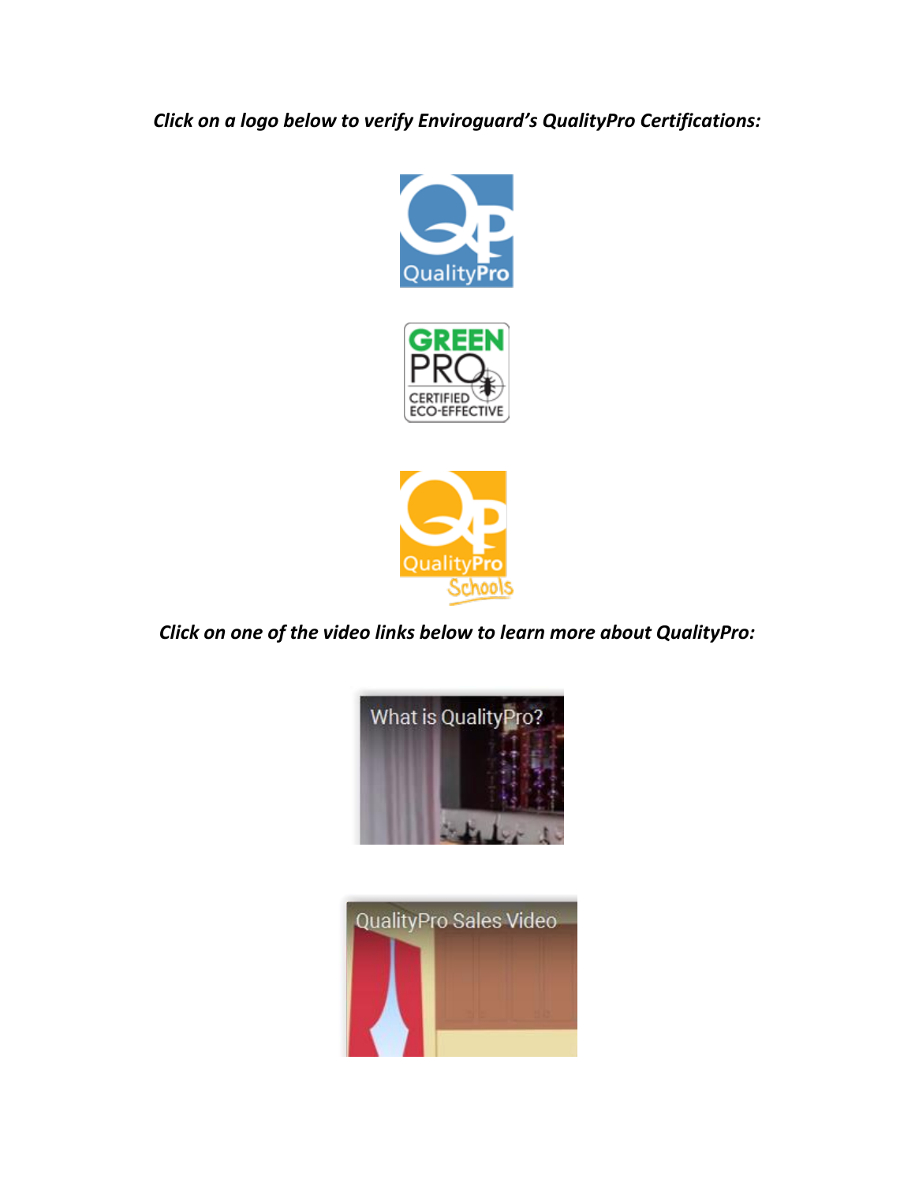***Click on a logo below to verify Enviroguard's QualityPro Certifications:***

***Click on one of the video links below to learn more about QualityPro:***